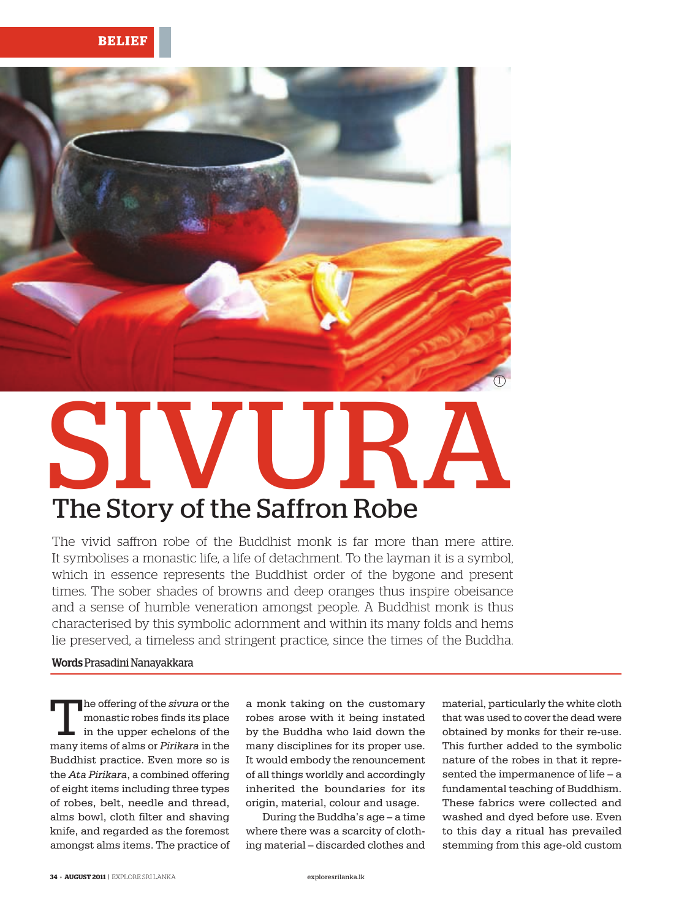BELIEF

# SIVURA

## The Story of the Saffron Robe

The vivid saffron robe of the Buddhist monk is far more than mere attire. It symbolises a monastic life, a life of detachment. To the layman it is a symbol, which in essence represents the Buddhist order of the bygone and present times. The sober shades of browns and deep oranges thus inspire obeisance and a sense of humble veneration amongst people. A Buddhist monk is thus characterised by this symbolic adornment and within its many folds and hems lie preserved, a timeless and stringent practice, since the times of the Buddha.

**Words** Prasadini Nanayakkara

The offering of the *sivura* or the monastic robes finds its place in the upper echelons of the many items of alms or *Pirikara* in the Buddhist practice. Even more so is the *Ata Pirikara*, a combined offering of eight items including three types of robes, belt, needle and thread, alms bowl, cloth filter and shaving knife, and regarded as the foremost amongst alms items. The practice of a monk taking on the customary robes arose with it being instated by the Buddha who laid down the many disciplines for its proper use. It would embody the renouncement of all things worldly and accordingly inherited the boundaries for its origin, material, colour and usage.

During the Buddha's age – a time where there was a scarcity of clothing material – discarded clothes and material, particularly the white cloth that was used to cover the dead were obtained by monks for their re-use. This further added to the symbolic nature of the robes in that it represented the impermanence of life – a fundamental teaching of Buddhism. These fabrics were collected and washed and dyed before use. Even to this day a ritual has prevailed stemming from this age-old custom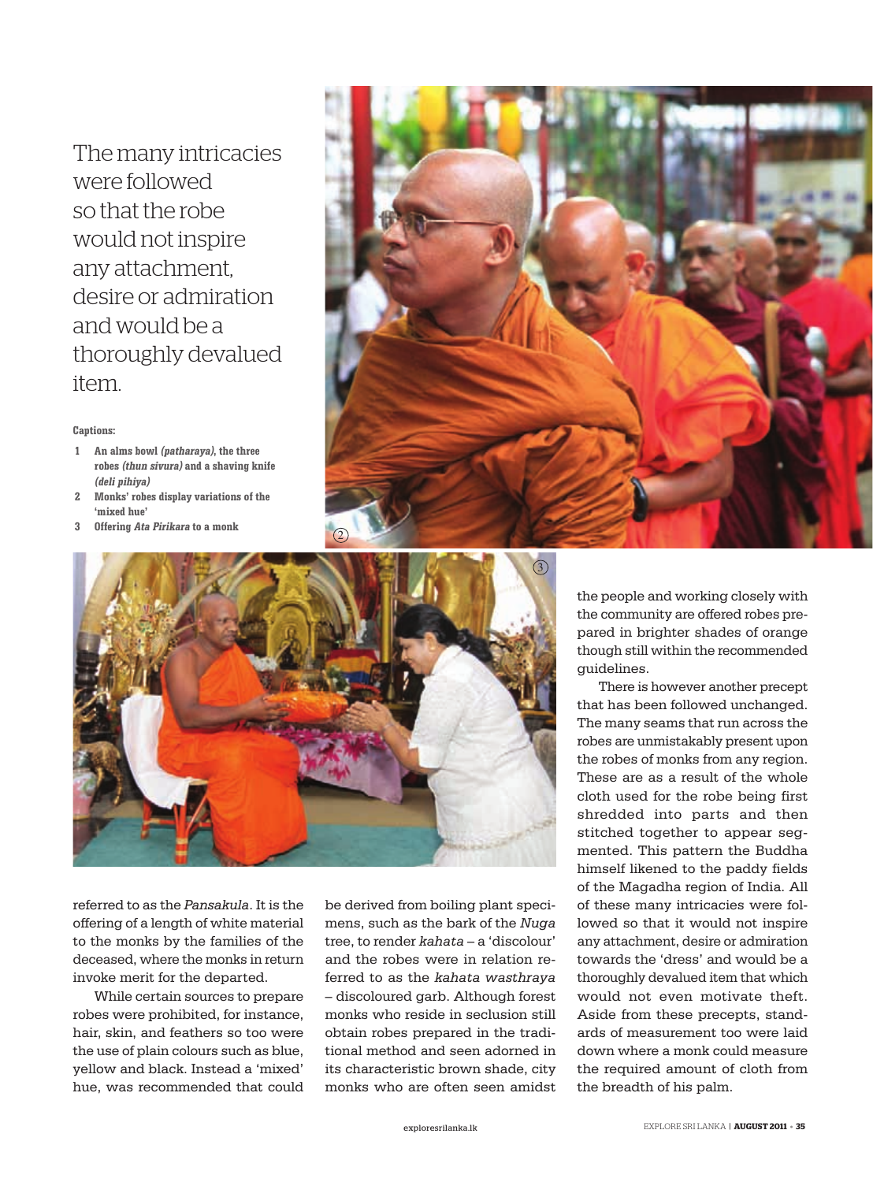The many intricacies were followed so that the robe would not inspire any attachment, desire or admiration and would be a thoroughly devalued item.

**Captions:**

1. **An alms bowl *(patharaya)*, the three robes *(thun sivura)* and a shaving knife *(deli pihiya)***
2. **Monks' robes display variations of the 'mixed hue'**
3. **Offering *Ata Pirikara* to a monk**

referred to as the *Pansakula*. It is the offering of a length of white material to the monks by the families of the deceased, where the monks in return invoke merit for the departed.

While certain sources to prepare robes were prohibited, for instance, hair, skin, and feathers so too were the use of plain colours such as blue, yellow and black. Instead a 'mixed' hue, was recommended that could be derived from boiling plant specimens, such as the bark of the *Nuga* tree, to render *kahata* – a 'discolour' and the robes were in relation referred to as the *kahata wasthraya* – discoloured garb. Although forest monks who reside in seclusion still obtain robes prepared in the traditional method and seen adorned in its characteristic brown shade, city monks who are often seen amidst the people and working closely with the community are offered robes prepared in brighter shades of orange though still within the recommended guidelines.

There is however another precept that has been followed unchanged. The many seams that run across the robes are unmistakably present upon the robes of monks from any region. These are as a result of the whole cloth used for the robe being first shredded into parts and then stitched together to appear segmented. This pattern the Buddha himself likened to the paddy fields of the Magadha region of India. All of these many intricacies were followed so that it would not inspire any attachment, desire or admiration towards the 'dress' and would be a thoroughly devalued item that which would not even motivate theft. Aside from these precepts, standards of measurement too were laid down where a monk could measure the required amount of cloth from the breadth of his palm.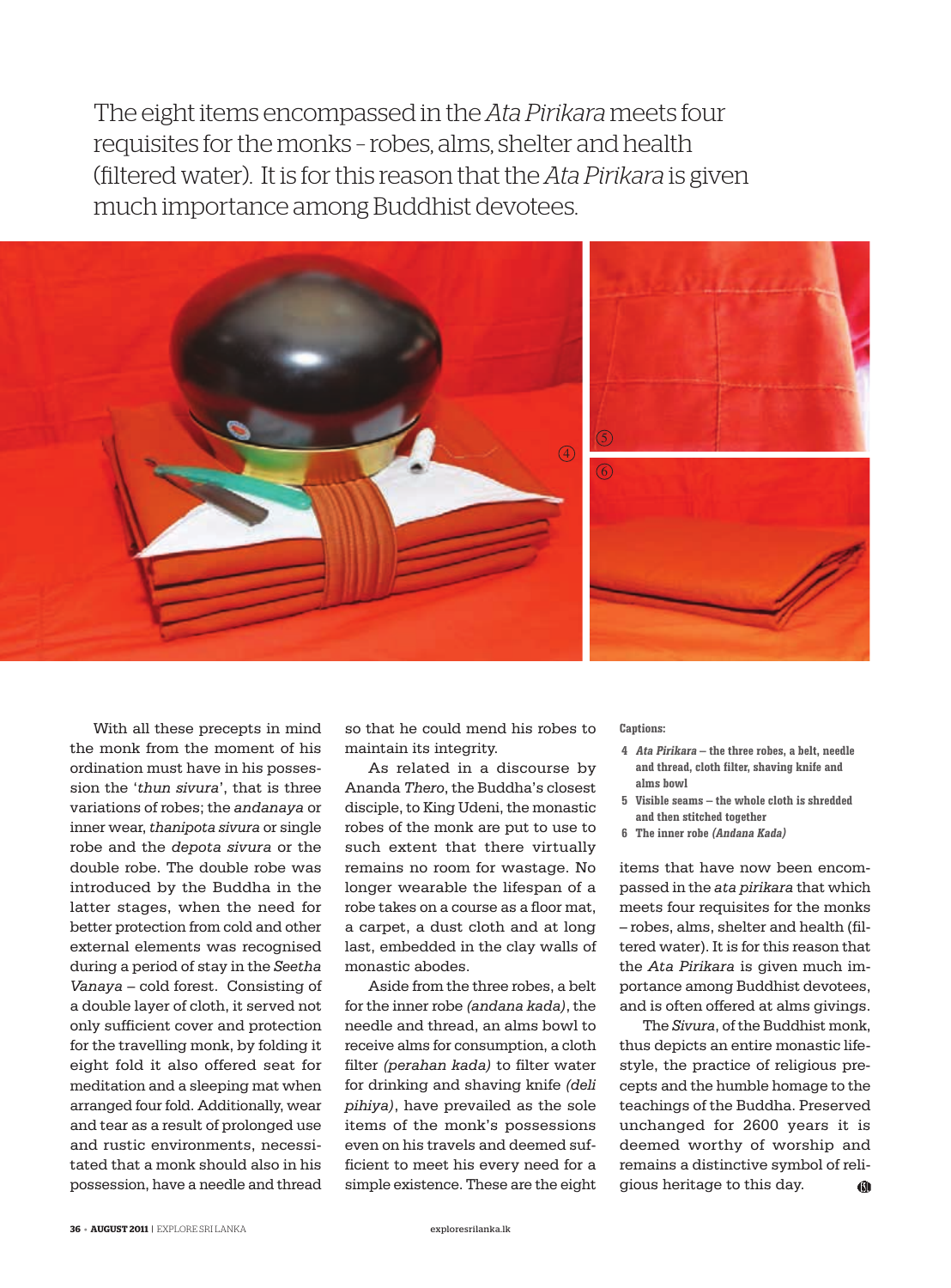The eight items encompassed in the *Ata Pirikara* meets four requisites for the monks – robes, alms, shelter and health (filtered water). It is for this reason that the *Ata Pirikara* is given much importance among Buddhist devotees.

With all these precepts in mind the monk from the moment of his ordination must have in his possession the '*thun sivura*', that is three variations of robes; the *andanaya* or inner wear, *thanipota sivura* or single robe and the *depota sivura* or the double robe. The double robe was introduced by the Buddha in the latter stages, when the need for better protection from cold and other external elements was recognised during a period of stay in the *Seetha Vanaya* – cold forest. Consisting of a double layer of cloth, it served not only sufficient cover and protection for the travelling monk, by folding it eight fold it also offered seat for meditation and a sleeping mat when arranged four fold. Additionally, wear and tear as a result of prolonged use and rustic environments, necessitated that a monk should also in his possession, have a needle and thread so that he could mend his robes to maintain its integrity.

As related in a discourse by Ananda *Thero*, the Buddha's closest disciple, to King Udeni, the monastic robes of the monk are put to use to such extent that there virtually remains no room for wastage. No longer wearable the lifespan of a robe takes on a course as a floor mat, a carpet, a dust cloth and at long last, embedded in the clay walls of monastic abodes.

Aside from the three robes, a belt for the inner robe *(andana kada)*, the needle and thread, an alms bowl to receive alms for consumption, a cloth filter *(perahan kada)* to filter water for drinking and shaving knife *(deli pihiya)*, have prevailed as the sole items of the monk's possessions even on his travels and deemed sufficient to meet his every need for a simple existence. These are the eight items that have now been encompassed in the *ata pirikara* that which meets four requisites for the monks – robes, alms, shelter and health (filtered water). It is for this reason that the *Ata Pirikara* is given much importance among Buddhist devotees, and is often offered at alms givings.

The *Sivura*, of the Buddhist monk, thus depicts an entire monastic lifestyle, the practice of religious precepts and the humble homage to the teachings of the Buddha. Preserved unchanged for 2600 years it is deemed worthy of worship and remains a distinctive symbol of religious heritage to this day.

**Captions:**

4 ***Ata Pirikara*** **– the three robes, a belt, needle and thread, cloth filter, shaving knife and alms bowl**

5 **Visible seams – the whole cloth is shredded and then stitched together**

6 **The inner robe *(Andana Kada)***